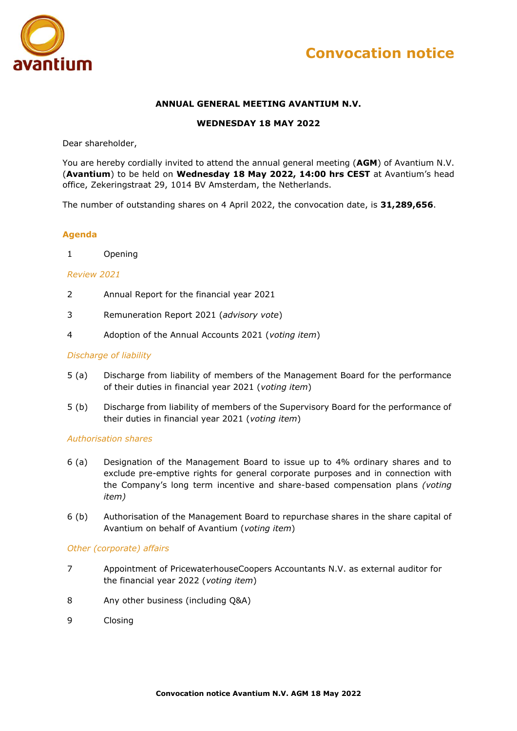# Convocation notice

**ANNUAL GENERAL MEETING AVANTIUM N.V.**

**WEDNESDAY 18 MAY 2022**

Dear shareholder,

You are hereby cordially invited to attend the annual general meeting (**AGM**) of Avantium N.V. (**Avantium**) to be held on **Wednesday 18 May 2022, 14:00 hrs CEST** at Avantium's head office, Zekeringstraat 29, 1014 BV Amsterdam, the Netherlands.

The number of outstanding shares on 4 April 2022, the convocation date, is **31,289,656**.

## Agenda

1 Opening

*Review 2021*

2 Annual Report for the financial year 2021

3 Remuneration Report 2021 (*advisory vote*)

4 Adoption of the Annual Accounts 2021 (*voting item*)

*Discharge of liability*

5 (a) Discharge from liability of members of the Management Board for the performance of their duties in financial year 2021 (*voting item*)

5 (b) Discharge from liability of members of the Supervisory Board for the performance of their duties in financial year 2021 (*voting item*)

*Authorisation shares*

6 (a) Designation of the Management Board to issue up to 4% ordinary shares and to exclude pre-emptive rights for general corporate purposes and in connection with the Company's long term incentive and share-based compensation plans *(voting item)*

6 (b) Authorisation of the Management Board to repurchase shares in the share capital of Avantium on behalf of Avantium (*voting item*)

*Other (corporate) affairs*

7 Appointment of PricewaterhouseCoopers Accountants N.V. as external auditor for the financial year 2022 (*voting item*)

8 Any other business (including Q&A)

9 Closing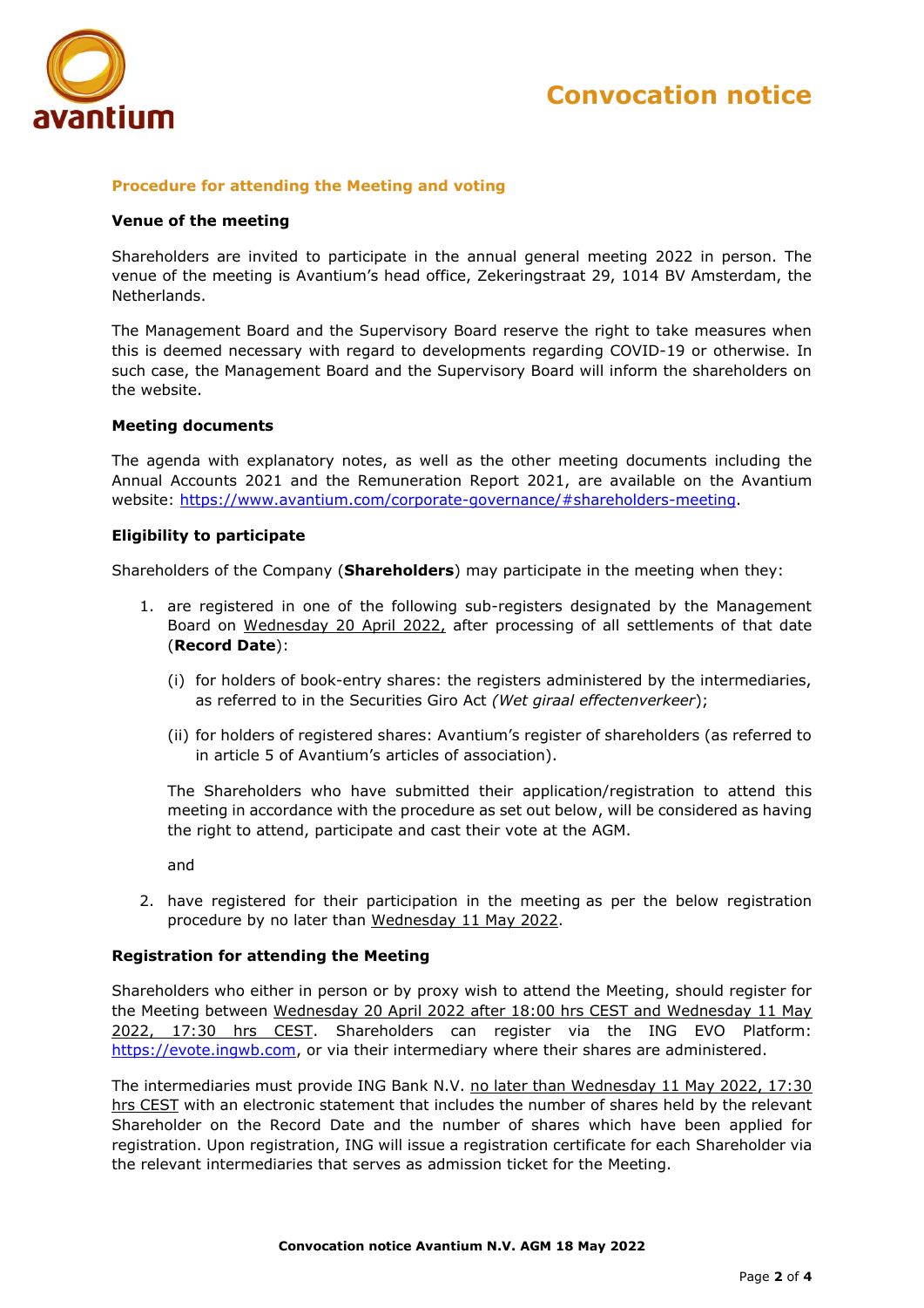## Procedure for attending the Meeting and voting

### Venue of the meeting

Shareholders are invited to participate in the annual general meeting 2022 in person. The venue of the meeting is Avantium's head office, Zekeringstraat 29, 1014 BV Amsterdam, the Netherlands.

The Management Board and the Supervisory Board reserve the right to take measures when this is deemed necessary with regard to developments regarding COVID-19 or otherwise. In such case, the Management Board and the Supervisory Board will inform the shareholders on the website.

### Meeting documents

The agenda with explanatory notes, as well as the other meeting documents including the Annual Accounts 2021 and the Remuneration Report 2021, are available on the Avantium website: https://www.avantium.com/corporate-governance/#shareholders-meeting.

### Eligibility to participate

Shareholders of the Company (**Shareholders**) may participate in the meeting when they:

1. are registered in one of the following sub-registers designated by the Management Board on Wednesday 20 April 2022, after processing of all settlements of that date (**Record Date**):

   (i) for holders of book-entry shares: the registers administered by the intermediaries, as referred to in the Securities Giro Act *(Wet giraal effectenverkeer)*;

   (ii) for holders of registered shares: Avantium's register of shareholders (as referred to in article 5 of Avantium's articles of association).

   The Shareholders who have submitted their application/registration to attend this meeting in accordance with the procedure as set out below, will be considered as having the right to attend, participate and cast their vote at the AGM.

   and

2. have registered for their participation in the meeting as per the below registration procedure by no later than Wednesday 11 May 2022.

### Registration for attending the Meeting

Shareholders who either in person or by proxy wish to attend the Meeting, should register for the Meeting between Wednesday 20 April 2022 after 18:00 hrs CEST and Wednesday 11 May 2022, 17:30 hrs CEST. Shareholders can register via the ING EVO Platform: https://evote.ingwb.com, or via their intermediary where their shares are administered.

The intermediaries must provide ING Bank N.V. no later than Wednesday 11 May 2022, 17:30 hrs CEST with an electronic statement that includes the number of shares held by the relevant Shareholder on the Record Date and the number of shares which have been applied for registration. Upon registration, ING will issue a registration certificate for each Shareholder via the relevant intermediaries that serves as admission ticket for the Meeting.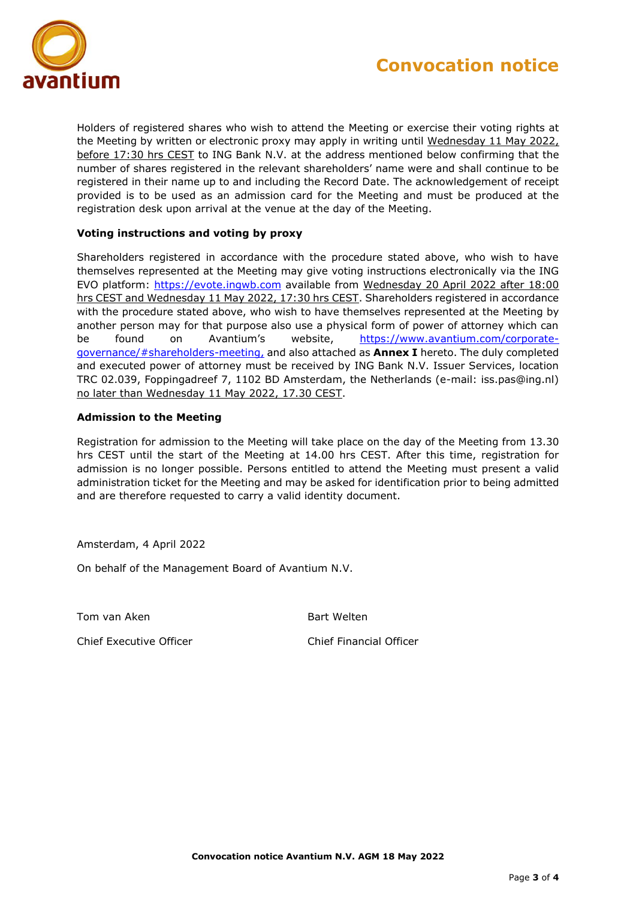Holders of registered shares who wish to attend the Meeting or exercise their voting rights at the Meeting by written or electronic proxy may apply in writing until Wednesday 11 May 2022, before 17:30 hrs CEST to ING Bank N.V. at the address mentioned below confirming that the number of shares registered in the relevant shareholders' name were and shall continue to be registered in their name up to and including the Record Date. The acknowledgement of receipt provided is to be used as an admission card for the Meeting and must be produced at the registration desk upon arrival at the venue at the day of the Meeting.

**Voting instructions and voting by proxy**

Shareholders registered in accordance with the procedure stated above, who wish to have themselves represented at the Meeting may give voting instructions electronically via the ING EVO platform: https://evote.ingwb.com available from Wednesday 20 April 2022 after 18:00 hrs CEST and Wednesday 11 May 2022, 17:30 hrs CEST. Shareholders registered in accordance with the procedure stated above, who wish to have themselves represented at the Meeting by another person may for that purpose also use a physical form of power of attorney which can be found on Avantium's website, https://www.avantium.com/corporate-governance/#shareholders-meeting, and also attached as **Annex I** hereto. The duly completed and executed power of attorney must be received by ING Bank N.V. Issuer Services, location TRC 02.039, Foppingadreef 7, 1102 BD Amsterdam, the Netherlands (e-mail: iss.pas@ing.nl) no later than Wednesday 11 May 2022, 17.30 CEST.

**Admission to the Meeting**

Registration for admission to the Meeting will take place on the day of the Meeting from 13.30 hrs CEST until the start of the Meeting at 14.00 hrs CEST. After this time, registration for admission is no longer possible. Persons entitled to attend the Meeting must present a valid administration ticket for the Meeting and may be asked for identification prior to being admitted and are therefore requested to carry a valid identity document.

Amsterdam, 4 April 2022

On behalf of the Management Board of Avantium N.V.

Tom van Aken
Chief Executive Officer

Bart Welten
Chief Financial Officer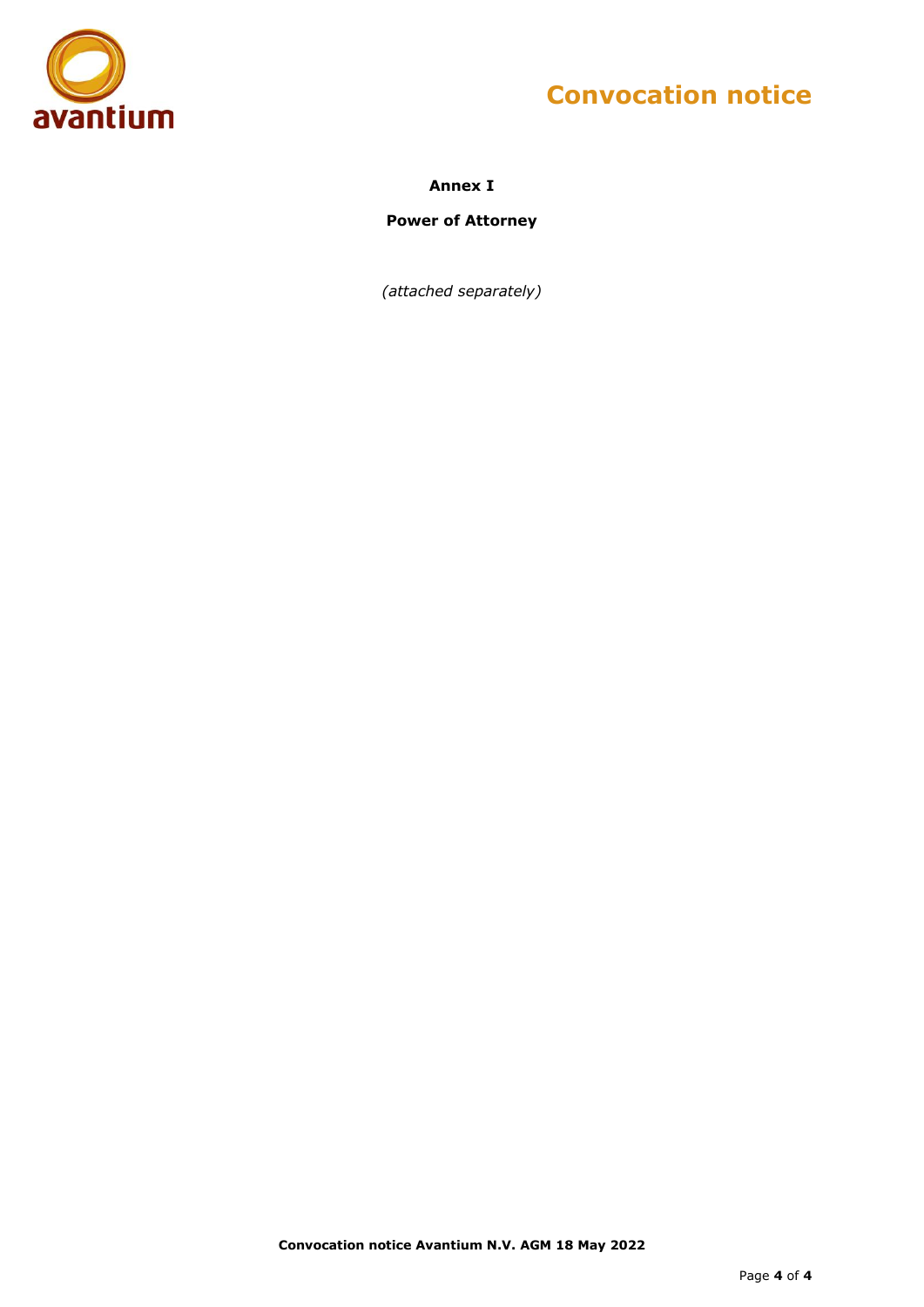**Annex I**

**Power of Attorney**

*(attached separately)*